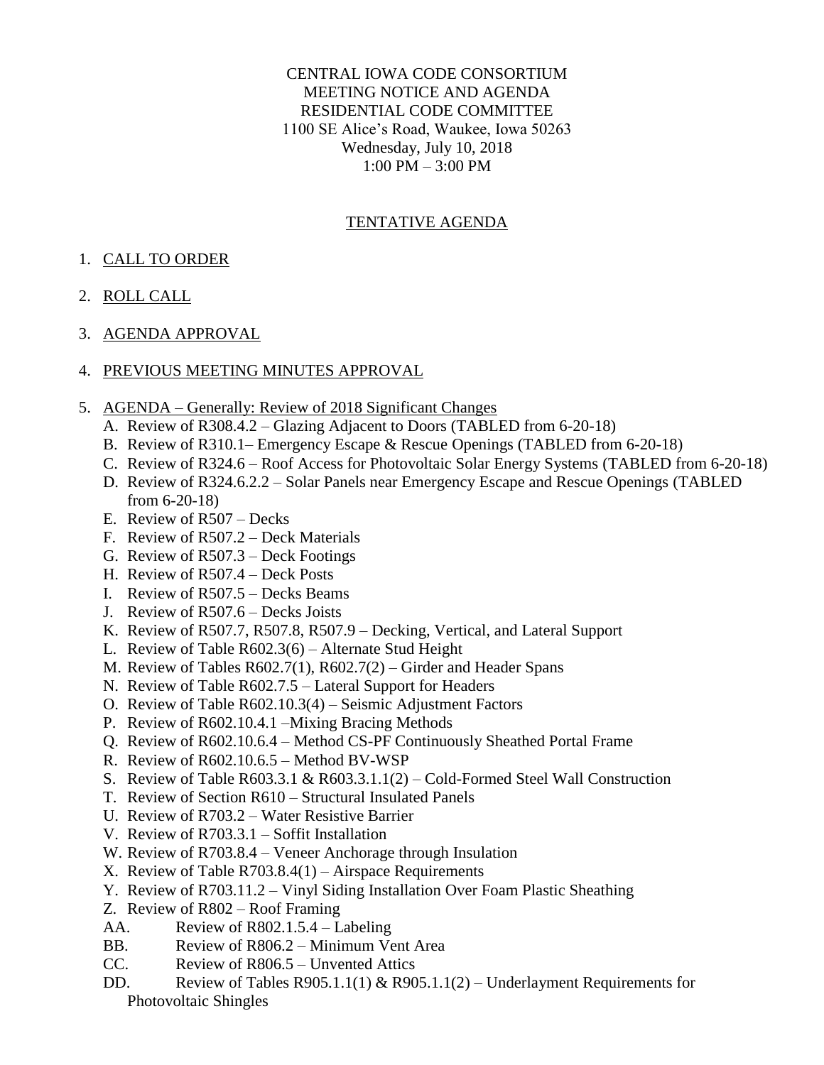CENTRAL IOWA CODE CONSORTIUM
MEETING NOTICE AND AGENDA
RESIDENTIAL CODE COMMITTEE
1100 SE Alice's Road, Waukee, Iowa 50263
Wednesday, July 10, 2018
1:00 PM – 3:00 PM

## TENTATIVE AGENDA

1. CALL TO ORDER

2. ROLL CALL

3. AGENDA APPROVAL

4. PREVIOUS MEETING MINUTES APPROVAL

5. AGENDA – Generally: Review of 2018 Significant Changes
   - A. Review of R308.4.2 – Glazing Adjacent to Doors (TABLED from 6-20-18)
   - B. Review of R310.1– Emergency Escape & Rescue Openings (TABLED from 6-20-18)
   - C. Review of R324.6 – Roof Access for Photovoltaic Solar Energy Systems (TABLED from 6-20-18)
   - D. Review of R324.6.2.2 – Solar Panels near Emergency Escape and Rescue Openings (TABLED from 6-20-18)
   - E. Review of R507 – Decks
   - F. Review of R507.2 – Deck Materials
   - G. Review of R507.3 – Deck Footings
   - H. Review of R507.4 – Deck Posts
   - I. Review of R507.5 – Decks Beams
   - J. Review of R507.6 – Decks Joists
   - K. Review of R507.7, R507.8, R507.9 – Decking, Vertical, and Lateral Support
   - L. Review of Table R602.3(6) – Alternate Stud Height
   - M. Review of Tables R602.7(1), R602.7(2) – Girder and Header Spans
   - N. Review of Table R602.7.5 – Lateral Support for Headers
   - O. Review of Table R602.10.3(4) – Seismic Adjustment Factors
   - P. Review of R602.10.4.1 –Mixing Bracing Methods
   - Q. Review of R602.10.6.4 – Method CS-PF Continuously Sheathed Portal Frame
   - R. Review of R602.10.6.5 – Method BV-WSP
   - S. Review of Table R603.3.1 & R603.3.1.1(2) – Cold-Formed Steel Wall Construction
   - T. Review of Section R610 – Structural Insulated Panels
   - U. Review of R703.2 – Water Resistive Barrier
   - V. Review of R703.3.1 – Soffit Installation
   - W. Review of R703.8.4 – Veneer Anchorage through Insulation
   - X. Review of Table R703.8.4(1) – Airspace Requirements
   - Y. Review of R703.11.2 – Vinyl Siding Installation Over Foam Plastic Sheathing
   - Z. Review of R802 – Roof Framing
   - AA. Review of R802.1.5.4 – Labeling
   - BB. Review of R806.2 – Minimum Vent Area
   - CC. Review of R806.5 – Unvented Attics
   - DD. Review of Tables R905.1.1(1) & R905.1.1(2) – Underlayment Requirements for Photovoltaic Shingles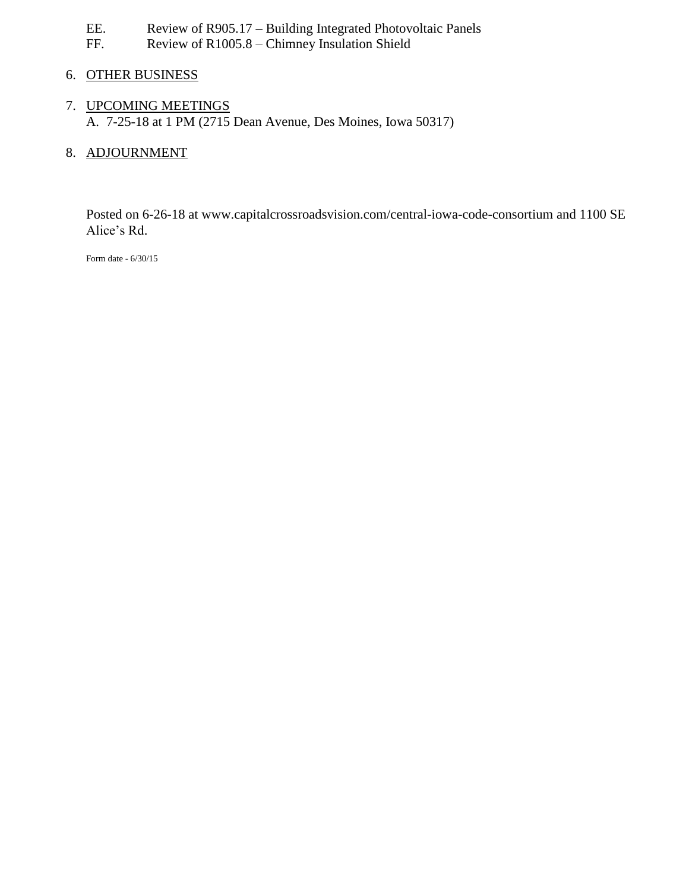EE. Review of R905.17 – Building Integrated Photovoltaic Panels
FF. Review of R1005.8 – Chimney Insulation Shield

6. <u>OTHER BUSINESS</u>

7. <u>UPCOMING MEETINGS</u>
   A. 7-25-18 at 1 PM (2715 Dean Avenue, Des Moines, Iowa 50317)

8. <u>ADJOURNMENT</u>

Posted on 6-26-18 at www.capitalcrossroadsvision.com/central-iowa-code-consortium and 1100 SE Alice's Rd.

Form date - 6/30/15